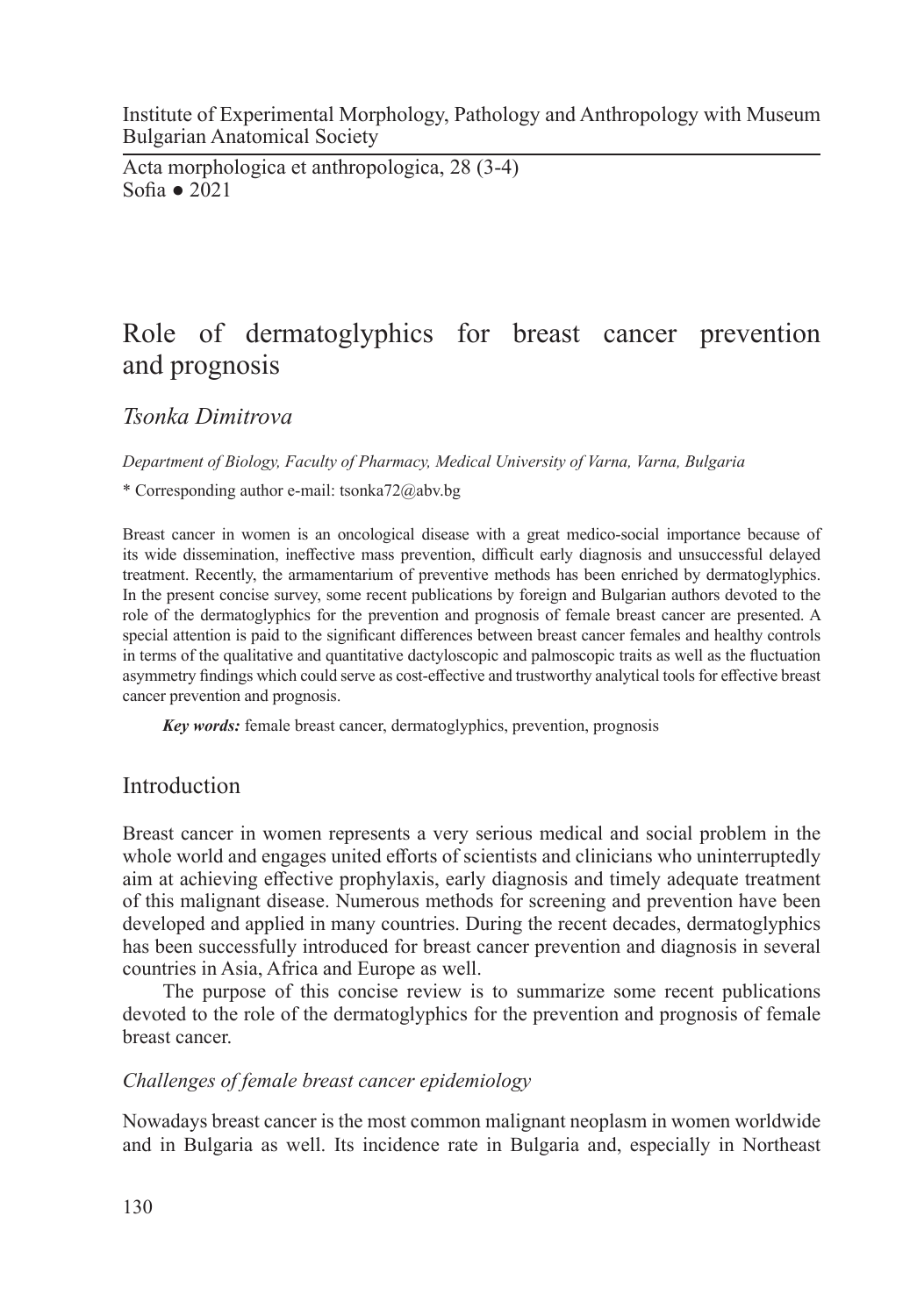Institute of Experimental Morphology, Pathology and Anthropology with Museum
Bulgarian Anatomical Society

Acta morphologica et anthropologica, 28 (3-4)
Sofia ● 2021

# Role of dermatoglyphics for breast cancer prevention and prognosis

*Tsonka Dimitrova*

*Department of Biology, Faculty of Pharmacy, Medical University of Varna, Varna, Bulgaria*

\* Corresponding author e-mail: tsonka72@abv.bg

Breast cancer in women is an oncological disease with a great medico-social importance because of its wide dissemination, ineffective mass prevention, difficult early diagnosis and unsuccessful delayed treatment. Recently, the armamentarium of preventive methods has been enriched by dermatoglyphics. In the present concise survey, some recent publications by foreign and Bulgarian authors devoted to the role of the dermatoglyphics for the prevention and prognosis of female breast cancer are presented. A special attention is paid to the significant differences between breast cancer females and healthy controls in terms of the qualitative and quantitative dactyloscopic and palmoscopic traits as well as the fluctuation asymmetry findings which could serve as cost-effective and trustworthy analytical tools for effective breast cancer prevention and prognosis.

***Key words:*** female breast cancer, dermatoglyphics, prevention, prognosis

## Introduction

Breast cancer in women represents a very serious medical and social problem in the whole world and engages united efforts of scientists and clinicians who uninterruptedly aim at achieving effective prophylaxis, early diagnosis and timely adequate treatment of this malignant disease. Numerous methods for screening and prevention have been developed and applied in many countries. During the recent decades, dermatoglyphics has been successfully introduced for breast cancer prevention and diagnosis in several countries in Asia, Africa and Europe as well.

The purpose of this concise review is to summarize some recent publications devoted to the role of the dermatoglyphics for the prevention and prognosis of female breast cancer.

### *Challenges of female breast cancer epidemiology*

Nowadays breast cancer is the most common malignant neoplasm in women worldwide and in Bulgaria as well. Its incidence rate in Bulgaria and, especially in Northeast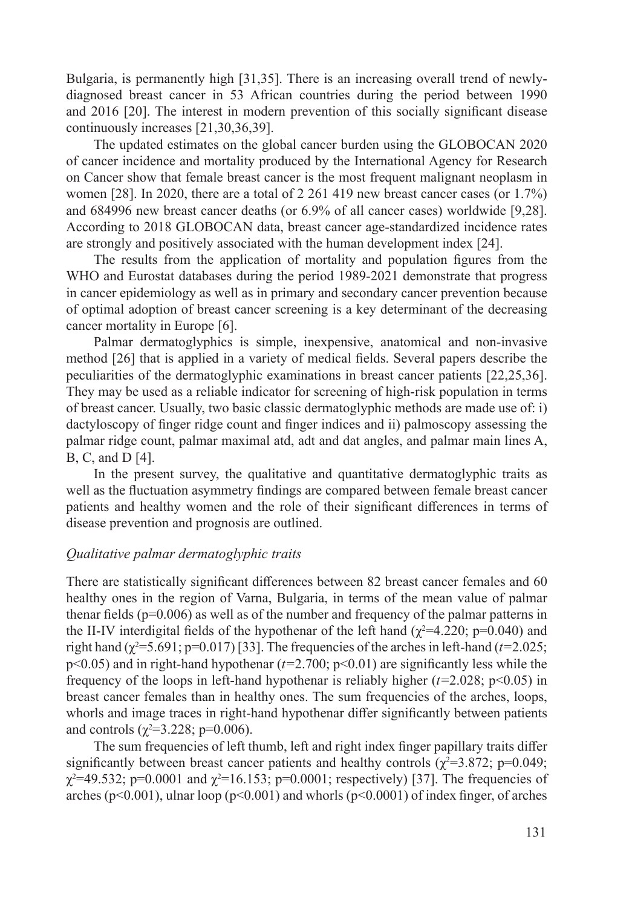Bulgaria, is permanently high [31,35]. There is an increasing overall trend of newly-diagnosed breast cancer in 53 African countries during the period between 1990 and 2016 [20]. The interest in modern prevention of this socially significant disease continuously increases [21,30,36,39].

The updated estimates on the global cancer burden using the GLOBOCAN 2020 of cancer incidence and mortality produced by the International Agency for Research on Cancer show that female breast cancer is the most frequent malignant neoplasm in women [28]. In 2020, there are a total of 2 261 419 new breast cancer cases (or 1.7%) and 684996 new breast cancer deaths (or 6.9% of all cancer cases) worldwide [9,28]. According to 2018 GLOBOCAN data, breast cancer age-standardized incidence rates are strongly and positively associated with the human development index [24].

The results from the application of mortality and population figures from the WHO and Eurostat databases during the period 1989-2021 demonstrate that progress in cancer epidemiology as well as in primary and secondary cancer prevention because of optimal adoption of breast cancer screening is a key determinant of the decreasing cancer mortality in Europe [6].

Palmar dermatoglyphics is simple, inexpensive, anatomical and non-invasive method [26] that is applied in a variety of medical fields. Several papers describe the peculiarities of the dermatoglyphic examinations in breast cancer patients [22,25,36]. They may be used as a reliable indicator for screening of high-risk population in terms of breast cancer. Usually, two basic classic dermatoglyphic methods are made use of: i) dactyloscopy of finger ridge count and finger indices and ii) palmoscopy assessing the palmar ridge count, palmar maximal atd, adt and dat angles, and palmar main lines A, B, C, and D [4].

In the present survey, the qualitative and quantitative dermatoglyphic traits as well as the fluctuation asymmetry findings are compared between female breast cancer patients and healthy women and the role of their significant differences in terms of disease prevention and prognosis are outlined.

*Qualitative palmar dermatoglyphic traits*

There are statistically significant differences between 82 breast cancer females and 60 healthy ones in the region of Varna, Bulgaria, in terms of the mean value of palmar thenar fields ($p=0.006$) as well as of the number and frequency of the palmar patterns in the II-IV interdigital fields of the hypothenar of the left hand ($\chi^2=4.220$; $p=0.040$) and right hand ($\chi^2=5.691$; $p=0.017$) [33]. The frequencies of the arches in left-hand ($t=2.025$; $p<0.05$) and in right-hand hypothenar ($t=2.700$; $p<0.01$) are significantly less while the frequency of the loops in left-hand hypothenar is reliably higher ($t=2.028$; $p<0.05$) in breast cancer females than in healthy ones. The sum frequencies of the arches, loops, whorls and image traces in right-hand hypothenar differ significantly between patients and controls ($\chi^2=3.228$; $p=0.006$).

The sum frequencies of left thumb, left and right index finger papillary traits differ significantly between breast cancer patients and healthy controls ($\chi^2=3.872$; $p=0.049$; $\chi^2=49.532$; $p=0.0001$ and $\chi^2=16.153$; $p=0.0001$; respectively) [37]. The frequencies of arches ($p<0.001$), ulnar loop ($p<0.001$) and whorls ($p<0.0001$) of index finger, of arches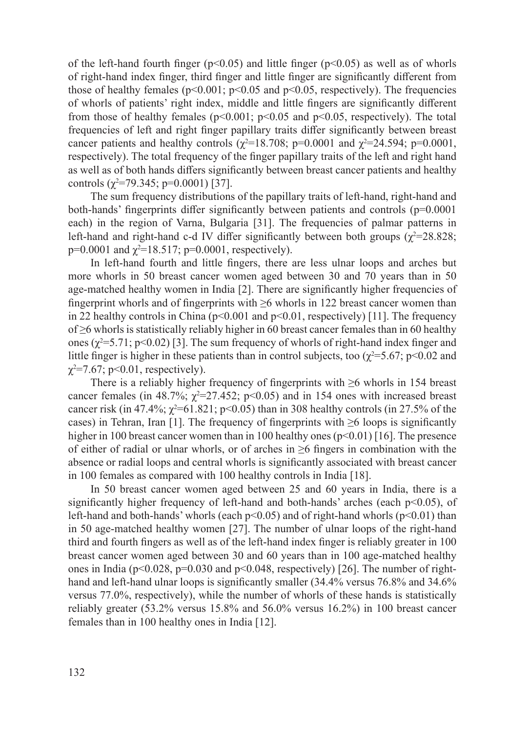of the left-hand fourth finger ($p<0.05$) and little finger ($p<0.05$) as well as of whorls of right-hand index finger, third finger and little finger are significantly different from those of healthy females ($p<0.001$; $p<0.05$ and $p<0.05$, respectively). The frequencies of whorls of patients' right index, middle and little fingers are significantly different from those of healthy females ($p<0.001$; $p<0.05$ and $p<0.05$, respectively). The total frequencies of left and right finger papillary traits differ significantly between breast cancer patients and healthy controls ($\chi^2=18.708$; $p=0.0001$ and $\chi^2=24.594$; $p=0.0001$, respectively). The total frequency of the finger papillary traits of the left and right hand as well as of both hands differs significantly between breast cancer patients and healthy controls ($\chi^2=79.345$; $p=0.0001$) [37].

The sum frequency distributions of the papillary traits of left-hand, right-hand and both-hands' fingerprints differ significantly between patients and controls ($p=0.0001$ each) in the region of Varna, Bulgaria [31]. The frequencies of palmar patterns in left-hand and right-hand c-d IV differ significantly between both groups ($\chi^2=28.828$; $p=0.0001$ and $\chi^2=18.517$; $p=0.0001$, respectively).

In left-hand fourth and little fingers, there are less ulnar loops and arches but more whorls in 50 breast cancer women aged between 30 and 70 years than in 50 age-matched healthy women in India [2]. There are significantly higher frequencies of fingerprint whorls and of fingerprints with ≥6 whorls in 122 breast cancer women than in 22 healthy controls in China ($p<0.001$ and $p<0.01$, respectively) [11]. The frequency of ≥6 whorls is statistically reliably higher in 60 breast cancer females than in 60 healthy ones ($\chi^2=5.71$; $p<0.02$) [3]. The sum frequency of whorls of right-hand index finger and little finger is higher in these patients than in control subjects, too ($\chi^2=5.67$; $p<0.02$ and $\chi^2=7.67$; $p<0.01$, respectively).

There is a reliably higher frequency of fingerprints with ≥6 whorls in 154 breast cancer females (in 48.7%; $\chi^2=27.452$; $p<0.05$) and in 154 ones with increased breast cancer risk (in 47.4%; $\chi^2=61.821$; $p<0.05$) than in 308 healthy controls (in 27.5% of the cases) in Tehran, Iran [1]. The frequency of fingerprints with ≥6 loops is significantly higher in 100 breast cancer women than in 100 healthy ones ($p<0.01$) [16]. The presence of either of radial or ulnar whorls, or of arches in ≥6 fingers in combination with the absence or radial loops and central whorls is significantly associated with breast cancer in 100 females as compared with 100 healthy controls in India [18].

In 50 breast cancer women aged between 25 and 60 years in India, there is a significantly higher frequency of left-hand and both-hands' arches (each $p<0.05$), of left-hand and both-hands' whorls (each $p<0.05$) and of right-hand whorls ($p<0.01$) than in 50 age-matched healthy women [27]. The number of ulnar loops of the right-hand third and fourth fingers as well as of the left-hand index finger is reliably greater in 100 breast cancer women aged between 30 and 60 years than in 100 age-matched healthy ones in India ($p<0.028$, $p=0.030$ and $p<0.048$, respectively) [26]. The number of right-hand and left-hand ulnar loops is significantly smaller (34.4% versus 76.8% and 34.6% versus 77.0%, respectively), while the number of whorls of these hands is statistically reliably greater (53.2% versus 15.8% and 56.0% versus 16.2%) in 100 breast cancer females than in 100 healthy ones in India [12].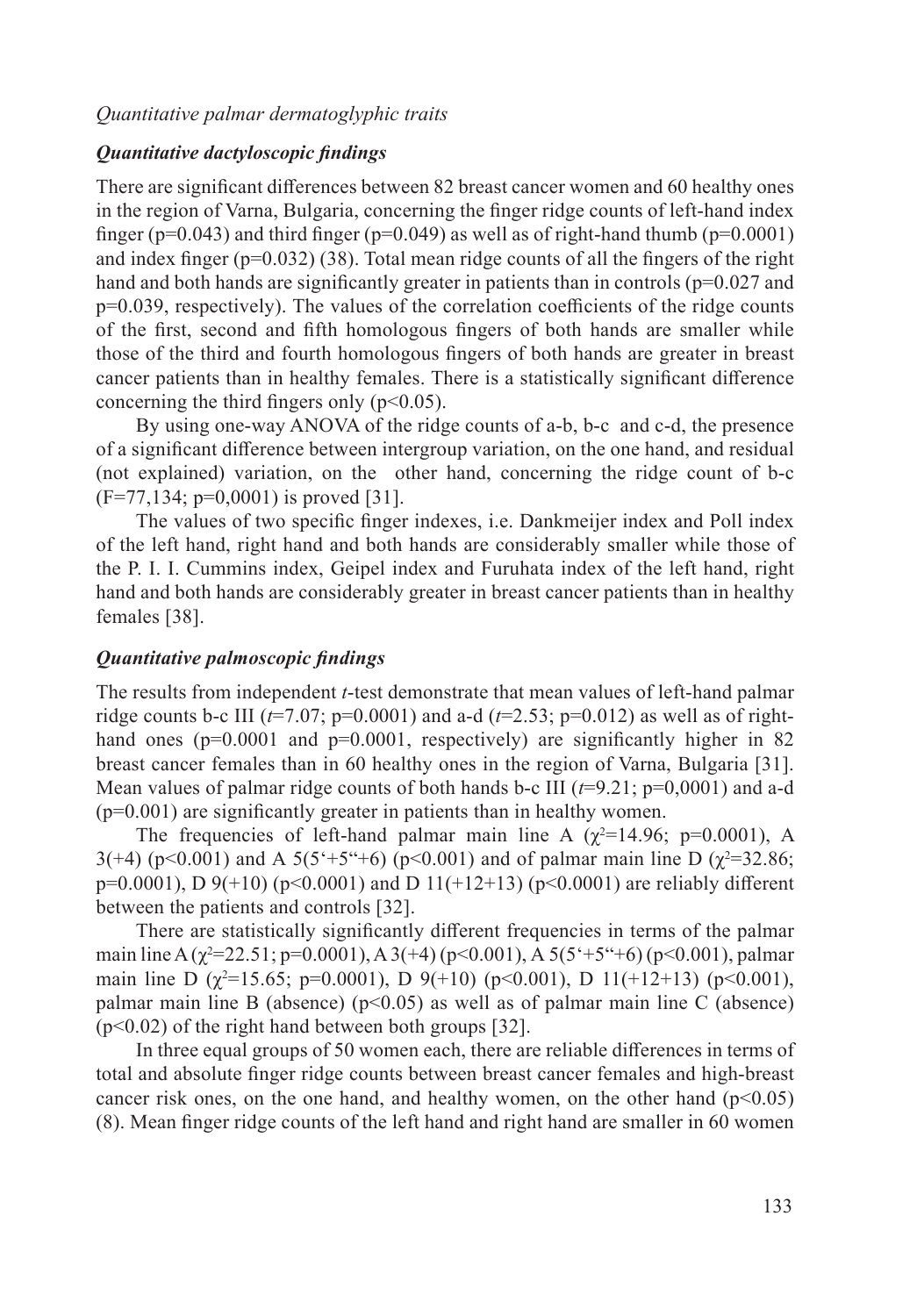*Quantitative palmar dermatoglyphic traits*

***Quantitative dactyloscopic findings***

There are significant differences between 82 breast cancer women and 60 healthy ones in the region of Varna, Bulgaria, concerning the finger ridge counts of left-hand index finger ($p=0.043$) and third finger ($p=0.049$) as well as of right-hand thumb ($p=0.0001$) and index finger ($p=0.032$) (38). Total mean ridge counts of all the fingers of the right hand and both hands are significantly greater in patients than in controls ($p=0.027$ and $p=0.039$, respectively). The values of the correlation coefficients of the ridge counts of the first, second and fifth homologous fingers of both hands are smaller while those of the third and fourth homologous fingers of both hands are greater in breast cancer patients than in healthy females. There is a statistically significant difference concerning the third fingers only ($p<0.05$).

By using one-way ANOVA of the ridge counts of a-b, b-c and c-d, the presence of a significant difference between intergroup variation, on the one hand, and residual (not explained) variation, on the other hand, concerning the ridge count of b-c ($F=77{,}134$; $p=0{,}0001$) is proved [31].

The values of two specific finger indexes, i.e. Dankmeijer index and Poll index of the left hand, right hand and both hands are considerably smaller while those of the P. I. I. Cummins index, Geipel index and Furuhata index of the left hand, right hand and both hands are considerably greater in breast cancer patients than in healthy females [38].

***Quantitative palmoscopic findings***

The results from independent *t*-test demonstrate that mean values of left-hand palmar ridge counts b-c III ($t=7.07$; $p=0.0001$) and a-d ($t=2.53$; $p=0.012$) as well as of right-hand ones ($p=0.0001$ and $p=0.0001$, respectively) are significantly higher in 82 breast cancer females than in 60 healthy ones in the region of Varna, Bulgaria [31]. Mean values of palmar ridge counts of both hands b-c III ($t=9.21$; $p=0{,}0001$) and a-d ($p=0.001$) are significantly greater in patients than in healthy women.

The frequencies of left-hand palmar main line A ($\chi^2=14.96$; $p=0.0001$), A 3(+4) ($p<0.001$) and A 5(5'+5"+6) ($p<0.001$) and of palmar main line D ($\chi^2=32.86$; $p=0.0001$), D 9(+10) ($p<0.0001$) and D 11(+12+13) ($p<0.0001$) are reliably different between the patients and controls [32].

There are statistically significantly different frequencies in terms of the palmar main line A ($\chi^2=22.51$; $p=0.0001$), A 3(+4) ($p<0.001$), A 5(5'+5"+6) ($p<0.001$), palmar main line D ($\chi^2=15.65$; $p=0.0001$), D 9(+10) ($p<0.001$), D 11(+12+13) ($p<0.001$), palmar main line B (absence) ($p<0.05$) as well as of palmar main line C (absence) ($p<0.02$) of the right hand between both groups [32].

In three equal groups of 50 women each, there are reliable differences in terms of total and absolute finger ridge counts between breast cancer females and high-breast cancer risk ones, on the one hand, and healthy women, on the other hand ($p<0.05$) (8). Mean finger ridge counts of the left hand and right hand are smaller in 60 women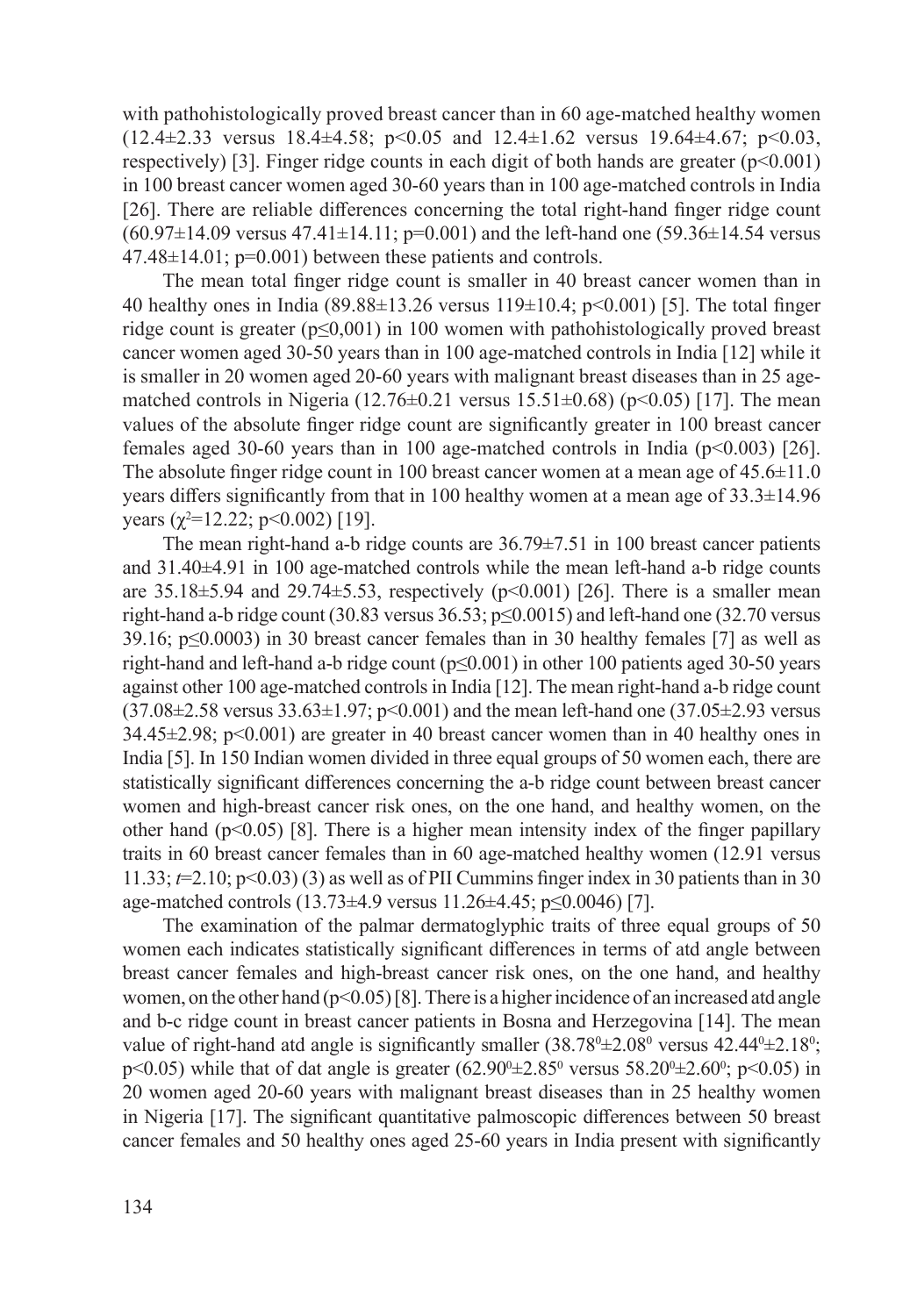with pathohistologically proved breast cancer than in 60 age-matched healthy women (12.4±2.33 versus 18.4±4.58; $p<0.05$ and 12.4±1.62 versus 19.64±4.67; $p<0.03$, respectively) [3]. Finger ridge counts in each digit of both hands are greater ($p<0.001$) in 100 breast cancer women aged 30-60 years than in 100 age-matched controls in India [26]. There are reliable differences concerning the total right-hand finger ridge count (60.97±14.09 versus 47.41±14.11; $p=0.001$) and the left-hand one (59.36±14.54 versus 47.48±14.01; $p=0.001$) between these patients and controls.

The mean total finger ridge count is smaller in 40 breast cancer women than in 40 healthy ones in India (89.88±13.26 versus 119±10.4; $p<0.001$) [5]. The total finger ridge count is greater ($p\leq0{,}001$) in 100 women with pathohistologically proved breast cancer women aged 30-50 years than in 100 age-matched controls in India [12] while it is smaller in 20 women aged 20-60 years with malignant breast diseases than in 25 age-matched controls in Nigeria (12.76±0.21 versus 15.51±0.68) ($p<0.05$) [17]. The mean values of the absolute finger ridge count are significantly greater in 100 breast cancer females aged 30-60 years than in 100 age-matched controls in India ($p<0.003$) [26]. The absolute finger ridge count in 100 breast cancer women at a mean age of 45.6±11.0 years differs significantly from that in 100 healthy women at a mean age of 33.3±14.96 years ($\chi^2=12.22$; $p<0.002$) [19].

The mean right-hand a-b ridge counts are 36.79±7.51 in 100 breast cancer patients and 31.40±4.91 in 100 age-matched controls while the mean left-hand a-b ridge counts are 35.18±5.94 and 29.74±5.53, respectively ($p<0.001$) [26]. There is a smaller mean right-hand a-b ridge count (30.83 versus 36.53; $p\leq0.0015$) and left-hand one (32.70 versus 39.16; $p\leq0.0003$) in 30 breast cancer females than in 30 healthy females [7] as well as right-hand and left-hand a-b ridge count ($p\leq0.001$) in other 100 patients aged 30-50 years against other 100 age-matched controls in India [12]. The mean right-hand a-b ridge count (37.08±2.58 versus 33.63±1.97; $p<0.001$) and the mean left-hand one (37.05±2.93 versus 34.45±2.98; $p<0.001$) are greater in 40 breast cancer women than in 40 healthy ones in India [5]. In 150 Indian women divided in three equal groups of 50 women each, there are statistically significant differences concerning the a-b ridge count between breast cancer women and high-breast cancer risk ones, on the one hand, and healthy women, on the other hand ($p<0.05$) [8]. There is a higher mean intensity index of the finger papillary traits in 60 breast cancer females than in 60 age-matched healthy women (12.91 versus 11.33; $t=2.10$; $p<0.03$) (3) as well as of PII Cummins finger index in 30 patients than in 30 age-matched controls (13.73±4.9 versus 11.26±4.45; $p\leq0.0046$) [7].

The examination of the palmar dermatoglyphic traits of three equal groups of 50 women each indicates statistically significant differences in terms of atd angle between breast cancer females and high-breast cancer risk ones, on the one hand, and healthy women, on the other hand ($p<0.05$) [8]. There is a higher incidence of an increased atd angle and b-c ridge count in breast cancer patients in Bosna and Herzegovina [14]. The mean value of right-hand atd angle is significantly smaller ($38.78^0\pm2.08^0$ versus $42.44^0\pm2.18^0$; $p<0.05$) while that of dat angle is greater ($62.90^0\pm2.85^0$ versus $58.20^0\pm2.60^0$; $p<0.05$) in 20 women aged 20-60 years with malignant breast diseases than in 25 healthy women in Nigeria [17]. The significant quantitative palmoscopic differences between 50 breast cancer females and 50 healthy ones aged 25-60 years in India present with significantly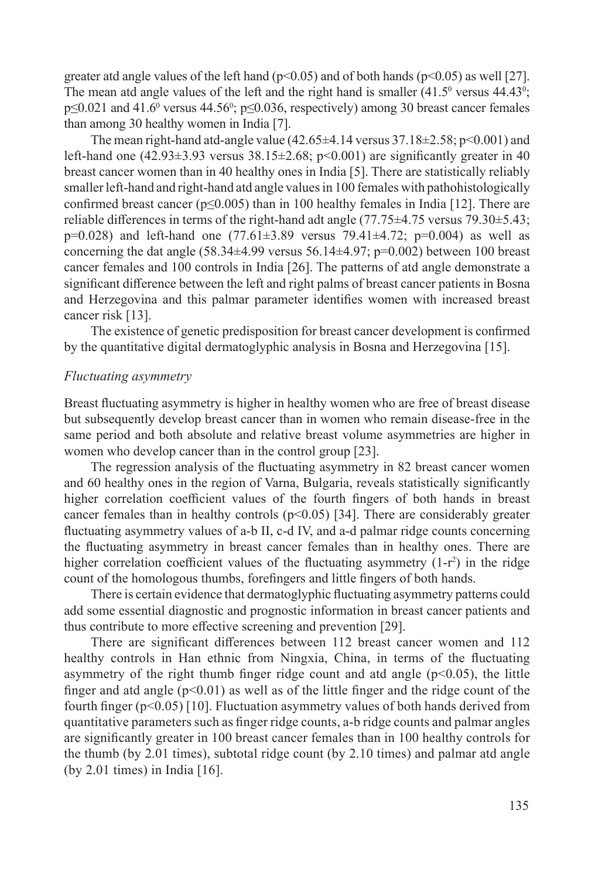greater atd angle values of the left hand ($p<0.05$) and of both hands ($p<0.05$) as well [27]. The mean atd angle values of the left and the right hand is smaller ($41.5^0$ versus $44.43^0$; $p\leq0.021$ and $41.6^0$ versus $44.56^0$; $p\leq0.036$, respectively) among 30 breast cancer females than among 30 healthy women in India [7].

The mean right-hand atd-angle value ($42.65\pm4.14$ versus $37.18\pm2.58$; $p<0.001$) and left-hand one ($42.93\pm3.93$ versus $38.15\pm2.68$; $p<0.001$) are significantly greater in 40 breast cancer women than in 40 healthy ones in India [5]. There are statistically reliably smaller left-hand and right-hand atd angle values in 100 females with pathohistologically confirmed breast cancer ($p\leq0.005$) than in 100 healthy females in India [12]. There are reliable differences in terms of the right-hand adt angle ($77.75\pm4.75$ versus $79.30\pm5.43$; $p=0.028$) and left-hand one ($77.61\pm3.89$ versus $79.41\pm4.72$; $p=0.004$) as well as concerning the dat angle ($58.34\pm4.99$ versus $56.14\pm4.97$; $p=0.002$) between 100 breast cancer females and 100 controls in India [26]. The patterns of atd angle demonstrate a significant difference between the left and right palms of breast cancer patients in Bosna and Herzegovina and this palmar parameter identifies women with increased breast cancer risk [13].

The existence of genetic predisposition for breast cancer development is confirmed by the quantitative digital dermatoglyphic analysis in Bosna and Herzegovina [15].

*Fluctuating asymmetry*

Breast fluctuating asymmetry is higher in healthy women who are free of breast disease but subsequently develop breast cancer than in women who remain disease-free in the same period and both absolute and relative breast volume asymmetries are higher in women who develop cancer than in the control group [23].

The regression analysis of the fluctuating asymmetry in 82 breast cancer women and 60 healthy ones in the region of Varna, Bulgaria, reveals statistically significantly higher correlation coefficient values of the fourth fingers of both hands in breast cancer females than in healthy controls ($p<0.05$) [34]. There are considerably greater fluctuating asymmetry values of a-b II, c-d IV, and a-d palmar ridge counts concerning the fluctuating asymmetry in breast cancer females than in healthy ones. There are higher correlation coefficient values of the fluctuating asymmetry ($1-r^2$) in the ridge count of the homologous thumbs, forefingers and little fingers of both hands.

There is certain evidence that dermatoglyphic fluctuating asymmetry patterns could add some essential diagnostic and prognostic information in breast cancer patients and thus contribute to more effective screening and prevention [29].

There are significant differences between 112 breast cancer women and 112 healthy controls in Han ethnic from Ningxia, China, in terms of the fluctuating asymmetry of the right thumb finger ridge count and atd angle ($p<0.05$), the little finger and atd angle ($p<0.01$) as well as of the little finger and the ridge count of the fourth finger ($p<0.05$) [10]. Fluctuation asymmetry values of both hands derived from quantitative parameters such as finger ridge counts, a-b ridge counts and palmar angles are significantly greater in 100 breast cancer females than in 100 healthy controls for the thumb (by 2.01 times), subtotal ridge count (by 2.10 times) and palmar atd angle (by 2.01 times) in India [16].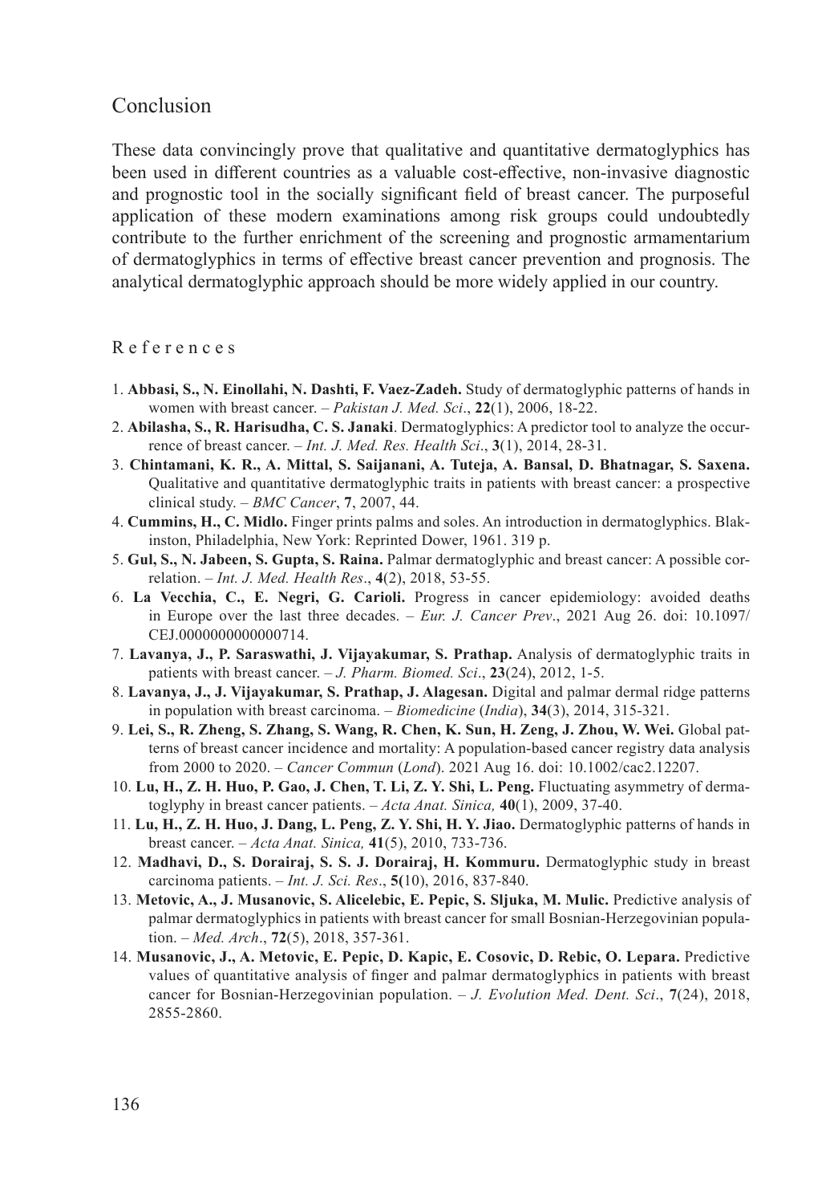## Conclusion

These data convincingly prove that qualitative and quantitative dermatoglyphics has been used in different countries as a valuable cost-effective, non-invasive diagnostic and prognostic tool in the socially significant field of breast cancer. The purposeful application of these modern examinations among risk groups could undoubtedly contribute to the further enrichment of the screening and prognostic armamentarium of dermatoglyphics in terms of effective breast cancer prevention and prognosis. The analytical dermatoglyphic approach should be more widely applied in our country.

## References

1. **Abbasi, S., N. Einollahi, N. Dashti, F. Vaez-Zadeh.** Study of dermatoglyphic patterns of hands in women with breast cancer. – *Pakistan J. Med. Sci*., **22**(1), 2006, 18-22.
2. **Abilasha, S., R. Harisudha, C. S. Janaki**. Dermatoglyphics: A predictor tool to analyze the occurrence of breast cancer. – *Int. J. Med. Res. Health Sci*., **3**(1), 2014, 28-31.
3. **Chintamani, K. R., A. Mittal, S. Saijanani, A. Tuteja, A. Bansal, D. Bhatnagar, S. Saxena.** Qualitative and quantitative dermatoglyphic traits in patients with breast cancer: a prospective clinical study. – *BMC Cancer*, **7**, 2007, 44.
4. **Cummins, H., C. Midlo.** Finger prints palms and soles. An introduction in dermatoglyphics. Blakinston, Philadelphia, New York: Reprinted Dower, 1961. 319 p.
5. **Gul, S., N. Jabeen, S. Gupta, S. Raina.** Palmar dermatoglyphic and breast cancer: A possible correlation. – *Int. J. Med. Health Res*., **4**(2), 2018, 53-55.
6. **La Vecchia, C., E. Negri, G. Carioli.** Progress in cancer epidemiology: avoided deaths in Europe over the last three decades. – *Eur. J. Cancer Prev*., 2021 Aug 26. doi: 10.1097/CEJ.0000000000000714.
7. **Lavanya, J., P. Saraswathi, J. Vijayakumar, S. Prathap.** Analysis of dermatoglyphic traits in patients with breast cancer. – *J. Pharm. Biomed. Sci*., **23**(24), 2012, 1-5.
8. **Lavanya, J., J. Vijayakumar, S. Prathap, J. Alagesan.** Digital and palmar dermal ridge patterns in population with breast carcinoma. – *Biomedicine* (*India*), **34**(3), 2014, 315-321.
9. **Lei, S., R. Zheng, S. Zhang, S. Wang, R. Chen, K. Sun, H. Zeng, J. Zhou, W. Wei.** Global patterns of breast cancer incidence and mortality: A population-based cancer registry data analysis from 2000 to 2020. – *Cancer Commun* (*Lond*). 2021 Aug 16. doi: 10.1002/cac2.12207.
10. **Lu, H., Z. H. Huo, P. Gao, J. Chen, T. Li, Z. Y. Shi, L. Peng.** Fluctuating asymmetry of dermatoglyphy in breast cancer patients. – *Acta Anat. Sinica,* **40**(1), 2009, 37-40.
11. **Lu, H., Z. H. Huo, J. Dang, L. Peng, Z. Y. Shi, H. Y. Jiao.** Dermatoglyphic patterns of hands in breast cancer. – *Acta Anat. Sinica,* **41**(5), 2010, 733-736.
12. **Madhavi, D., S. Dorairaj, S. S. J. Dorairaj, H. Kommuru.** Dermatoglyphic study in breast carcinoma patients. – *Int. J. Sci. Res*., **5(**10), 2016, 837-840.
13. **Metovic, A., J. Musanovic, S. Alicelebic, E. Pepic, S. Sljuka, M. Mulic.** Predictive analysis of palmar dermatoglyphics in patients with breast cancer for small Bosnian-Herzegovinian population. – *Med. Arch*., **72**(5), 2018, 357-361.
14. **Musanovic, J., A. Metovic, E. Pepic, D. Kapic, E. Cosovic, D. Rebic, O. Lepara.** Predictive values of quantitative analysis of finger and palmar dermatoglyphics in patients with breast cancer for Bosnian-Herzegovinian population. – *J. Evolution Med. Dent. Sci*., **7**(24), 2018, 2855-2860.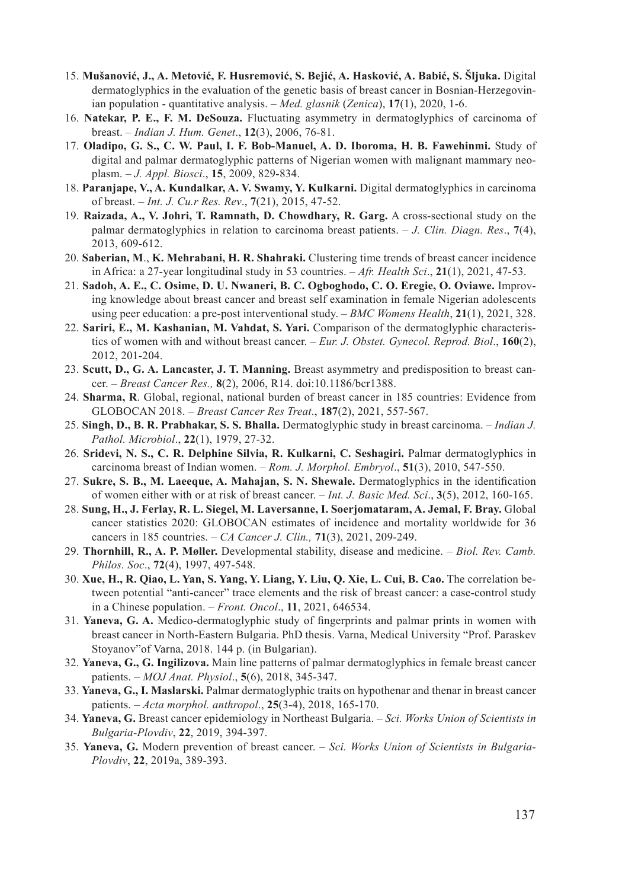15. **Mušanović, J., A. Metović, F. Husremović, S. Bejić, A. Hasković, A. Babić, S. Šljuka.** Digital dermatoglyphics in the evaluation of the genetic basis of breast cancer in Bosnian-Herzegovinian population - quantitative analysis. – *Med. glasnik* (*Zenica*), **17**(1), 2020, 1-6.
16. **Natekar, P. E., F. M. DeSouza.** Fluctuating asymmetry in dermatoglyphics of carcinoma of breast. – *Indian J. Hum. Genet*., **12**(3), 2006, 76-81.
17. **Oladipo, G. S., C. W. Paul, I. F. Bob-Manuel, A. D. Iboroma, H. B. Fawehinmi.** Study of digital and palmar dermatoglyphic patterns of Nigerian women with malignant mammary neoplasm. – *J. Appl. Biosci*., **15**, 2009, 829-834.
18. **Paranjape, V., A. Kundalkar, A. V. Swamy, Y. Kulkarni.** Digital dermatoglyphics in carcinoma of breast. – *Int. J. Cu.r Res. Rev*., **7**(21), 2015, 47-52.
19. **Raizada, A., V. Johri, T. Ramnath, D. Chowdhary, R. Garg.** A cross-sectional study on the palmar dermatoglyphics in relation to carcinoma breast patients. – *J. Clin. Diagn. Res*., **7**(4), 2013, 609-612.
20. **Saberian, M**., **K. Mehrabani, H. R. Shahraki.** Clustering time trends of breast cancer incidence in Africa: a 27-year longitudinal study in 53 countries. – *Afr. Health Sci*., **21**(1), 2021, 47-53.
21. **Sadoh, A. E., C. Osime, D. U. Nwaneri, B. C. Ogboghodo, C. O. Eregie, O. Oviawe.** Improving knowledge about breast cancer and breast self examination in female Nigerian adolescents using peer education: a pre-post interventional study. – *BMC Womens Health*, **21**(1), 2021, 328.
22. **Sariri, E., M. Kashanian, M. Vahdat, S. Yari.** Comparison of the dermatoglyphic characteristics of women with and without breast cancer. – *Eur. J. Obstet. Gynecol. Reprod. Biol*., **160**(2), 2012, 201-204.
23. **Scutt, D., G. A. Lancaster, J. T. Manning.** Breast asymmetry and predisposition to breast cancer. – *Breast Cancer Res.,* **8**(2), 2006, R14. doi:10.1186/bcr1388.
24. **Sharma, R**. Global, regional, national burden of breast cancer in 185 countries: Evidence from GLOBOCAN 2018. – *Breast Cancer Res Treat*., **187**(2), 2021, 557-567.
25. **Singh, D., B. R. Prabhakar, S. S. Bhalla.** Dermatoglyphic study in breast carcinoma. – *Indian J. Pathol. Microbiol*., **22**(1), 1979, 27-32.
26. **Sridevi, N. S., C. R. Delphine Silvia, R. Kulkarni, C. Seshagiri.** Palmar dermatoglyphics in carcinoma breast of Indian women. – *Rom. J. Morphol. Embryol*., **51**(3), 2010, 547-550.
27. **Sukre, S. B., M. Laeeque, A. Mahajan, S. N. Shewale.** Dermatoglyphics in the identification of women either with or at risk of breast cancer. – *Int. J. Basic Med. Sci*., **3**(5), 2012, 160-165.
28. **Sung, H., J. Ferlay, R. L. Siegel, M. Laversanne, I. Soerjomataram, A. Jemal, F. Bray.** Global cancer statistics 2020: GLOBOCAN estimates of incidence and mortality worldwide for 36 cancers in 185 countries. – *CA Cancer J. Clin.,* **71**(3), 2021, 209-249.
29. **Thornhill, R., A. P. Møller.** Developmental stability, disease and medicine. – *Biol. Rev. Camb. Philos. Soc*., **72**(4), 1997, 497-548.
30. **Xue, H., R. Qiao, L. Yan, S. Yang, Y. Liang, Y. Liu, Q. Xie, L. Cui, B. Cao.** The correlation between potential "anti-cancer" trace elements and the risk of breast cancer: a case-control study in a Chinese population. – *Front. Oncol*., **11**, 2021, 646534.
31. **Yaneva, G. A.** Medico-dermatoglyphic study of fingerprints and palmar prints in women with breast cancer in North-Eastern Bulgaria. PhD thesis. Varna, Medical University "Prof. Paraskev Stoyanov"of Varna, 2018. 144 p. (in Bulgarian).
32. **Yaneva, G., G. Ingilizova.** Main line patterns of palmar dermatoglyphics in female breast cancer patients. – *MOJ Anat. Physiol*., **5**(6), 2018, 345-347.
33. **Yaneva, G., I. Maslarski.** Palmar dermatoglyphic traits on hypothenar and thenar in breast cancer patients. – *Acta morphol. anthropol*., **25**(3-4), 2018, 165-170.
34. **Yaneva, G.** Breast cancer epidemiology in Northeast Bulgaria. – *Sci. Works Union of Scientists in Bulgaria-Plovdiv*, **22**, 2019, 394-397.
35. **Yaneva, G.** Modern prevention of breast cancer. – *Sci. Works Union of Scientists in Bulgaria-Plovdiv*, **22**, 2019a, 389-393.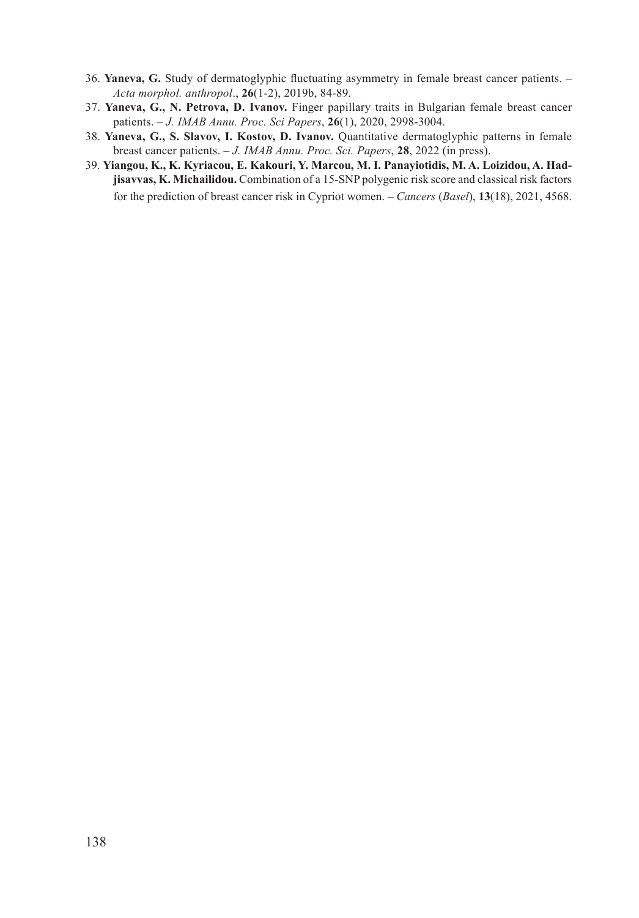36. **Yaneva, G.** Study of dermatoglyphic fluctuating asymmetry in female breast cancer patients. – *Acta morphol. anthropol*., **26**(1-2), 2019b, 84-89.
37. **Yaneva, G., N. Petrova, D. Ivanov.** Finger papillary traits in Bulgarian female breast cancer patients. – *J. IMAB Annu. Proc. Sci Papers*, **26**(1), 2020, 2998-3004.
38. **Yaneva, G., S. Slavov, I. Kostov, D. Ivanov.** Quantitative dermatoglyphic patterns in female breast cancer patients. – *J. IMAB Annu. Proc. Sci. Papers*, **28**, 2022 (in press).
39. **Yiangou, K., K. Kyriacou, E. Kakouri, Y. Marcou, M. I. Panayiotidis, M. A. Loizidou, A. Hadjisavvas, K. Michailidou.** Combination of a 15-SNP polygenic risk score and classical risk factors for the prediction of breast cancer risk in Cypriot women. – *Cancers* (*Basel*), **13**(18), 2021, 4568.